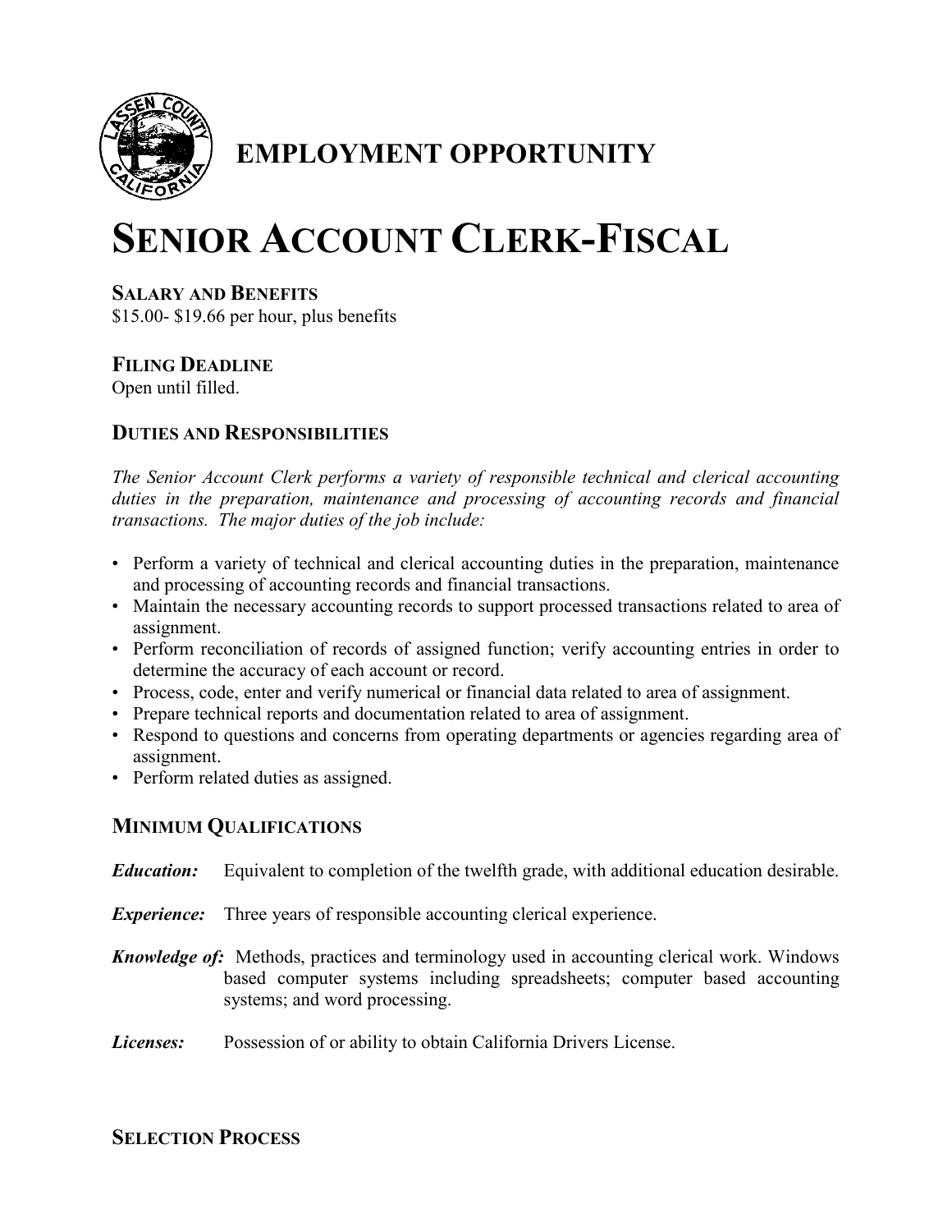# EMPLOYMENT OPPORTUNITY

# SENIOR ACCOUNT CLERK-FISCAL

### SALARY AND BENEFITS

$15.00- $19.66 per hour, plus benefits

### FILING DEADLINE

Open until filled.

### DUTIES AND RESPONSIBILITIES

*The Senior Account Clerk performs a variety of responsible technical and clerical accounting duties in the preparation, maintenance and processing of accounting records and financial transactions. The major duties of the job include:*

- Perform a variety of technical and clerical accounting duties in the preparation, maintenance and processing of accounting records and financial transactions.
- Maintain the necessary accounting records to support processed transactions related to area of assignment.
- Perform reconciliation of records of assigned function; verify accounting entries in order to determine the accuracy of each account or record.
- Process, code, enter and verify numerical or financial data related to area of assignment.
- Prepare technical reports and documentation related to area of assignment.
- Respond to questions and concerns from operating departments or agencies regarding area of assignment.
- Perform related duties as assigned.

### MINIMUM QUALIFICATIONS

***Education:*** Equivalent to completion of the twelfth grade, with additional education desirable.

***Experience:*** Three years of responsible accounting clerical experience.

***Knowledge of:*** Methods, practices and terminology used in accounting clerical work. Windows based computer systems including spreadsheets; computer based accounting systems; and word processing.

***Licenses:*** Possession of or ability to obtain California Drivers License.

### SELECTION PROCESS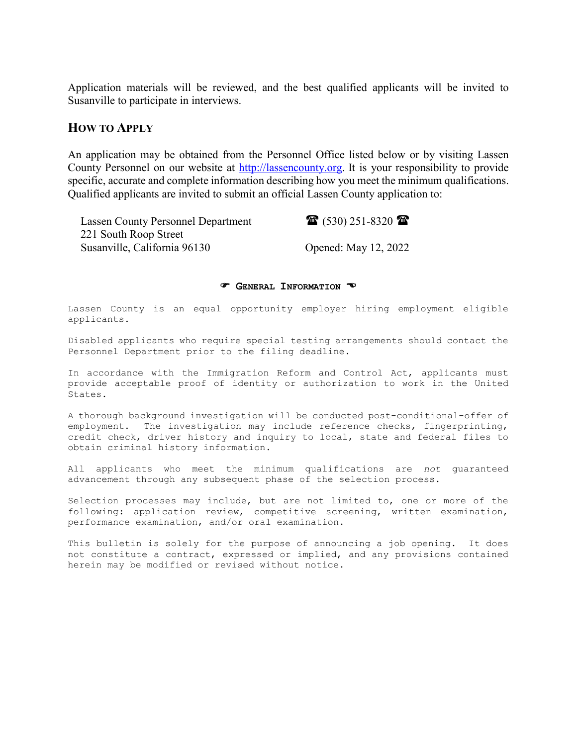Application materials will be reviewed, and the best qualified applicants will be invited to Susanville to participate in interviews.

## HOW TO APPLY

An application may be obtained from the Personnel Office listed below or by visiting Lassen County Personnel on our website at http://lassencounty.org. It is your responsibility to provide specific, accurate and complete information describing how you meet the minimum qualifications. Qualified applicants are invited to submit an official Lassen County application to:

Lassen County Personnel Department
221 South Roop Street
Susanville, California 96130

☎ (530) 251-8320 ☎

Opened: May 12, 2022

### ☛ GENERAL INFORMATION ☚

Lassen County is an equal opportunity employer hiring employment eligible applicants.

Disabled applicants who require special testing arrangements should contact the Personnel Department prior to the filing deadline.

In accordance with the Immigration Reform and Control Act, applicants must provide acceptable proof of identity or authorization to work in the United States.

A thorough background investigation will be conducted post-conditional-offer of employment. The investigation may include reference checks, fingerprinting, credit check, driver history and inquiry to local, state and federal files to obtain criminal history information.

All applicants who meet the minimum qualifications are *not* guaranteed advancement through any subsequent phase of the selection process.

Selection processes may include, but are not limited to, one or more of the following: application review, competitive screening, written examination, performance examination, and/or oral examination.

This bulletin is solely for the purpose of announcing a job opening. It does not constitute a contract, expressed or implied, and any provisions contained herein may be modified or revised without notice.